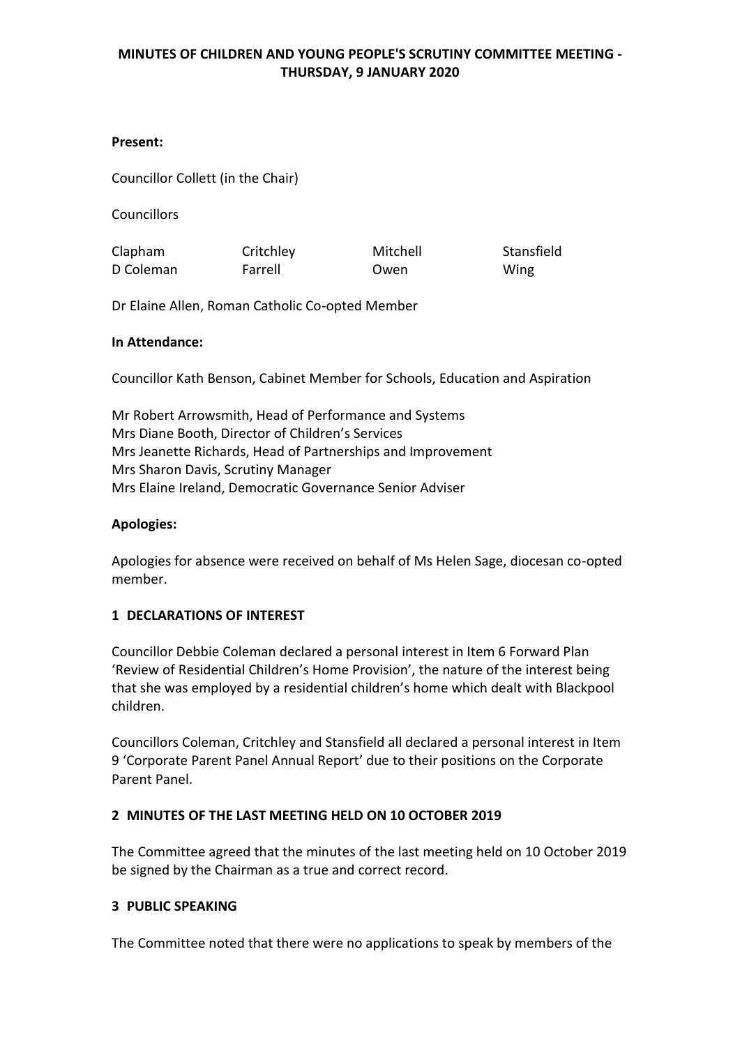# MINUTES OF CHILDREN AND YOUNG PEOPLE'S SCRUTINY COMMITTEE MEETING - THURSDAY, 9 JANUARY 2020

**Present:**

Councillor Collett (in the Chair)

Councillors

| | | | |
|---|---|---|---|
| Clapham | Critchley | Mitchell | Stansfield |
| D Coleman | Farrell | Owen | Wing |

Dr Elaine Allen, Roman Catholic Co-opted Member

**In Attendance:**

Councillor Kath Benson, Cabinet Member for Schools, Education and Aspiration

Mr Robert Arrowsmith, Head of Performance and Systems
Mrs Diane Booth, Director of Children's Services
Mrs Jeanette Richards, Head of Partnerships and Improvement
Mrs Sharon Davis, Scrutiny Manager
Mrs Elaine Ireland, Democratic Governance Senior Adviser

**Apologies:**

Apologies for absence were received on behalf of Ms Helen Sage, diocesan co-opted member.

## 1 DECLARATIONS OF INTEREST

Councillor Debbie Coleman declared a personal interest in Item 6 Forward Plan 'Review of Residential Children's Home Provision', the nature of the interest being that she was employed by a residential children's home which dealt with Blackpool children.

Councillors Coleman, Critchley and Stansfield all declared a personal interest in Item 9 'Corporate Parent Panel Annual Report' due to their positions on the Corporate Parent Panel.

## 2 MINUTES OF THE LAST MEETING HELD ON 10 OCTOBER 2019

The Committee agreed that the minutes of the last meeting held on 10 October 2019 be signed by the Chairman as a true and correct record.

## 3 PUBLIC SPEAKING

The Committee noted that there were no applications to speak by members of the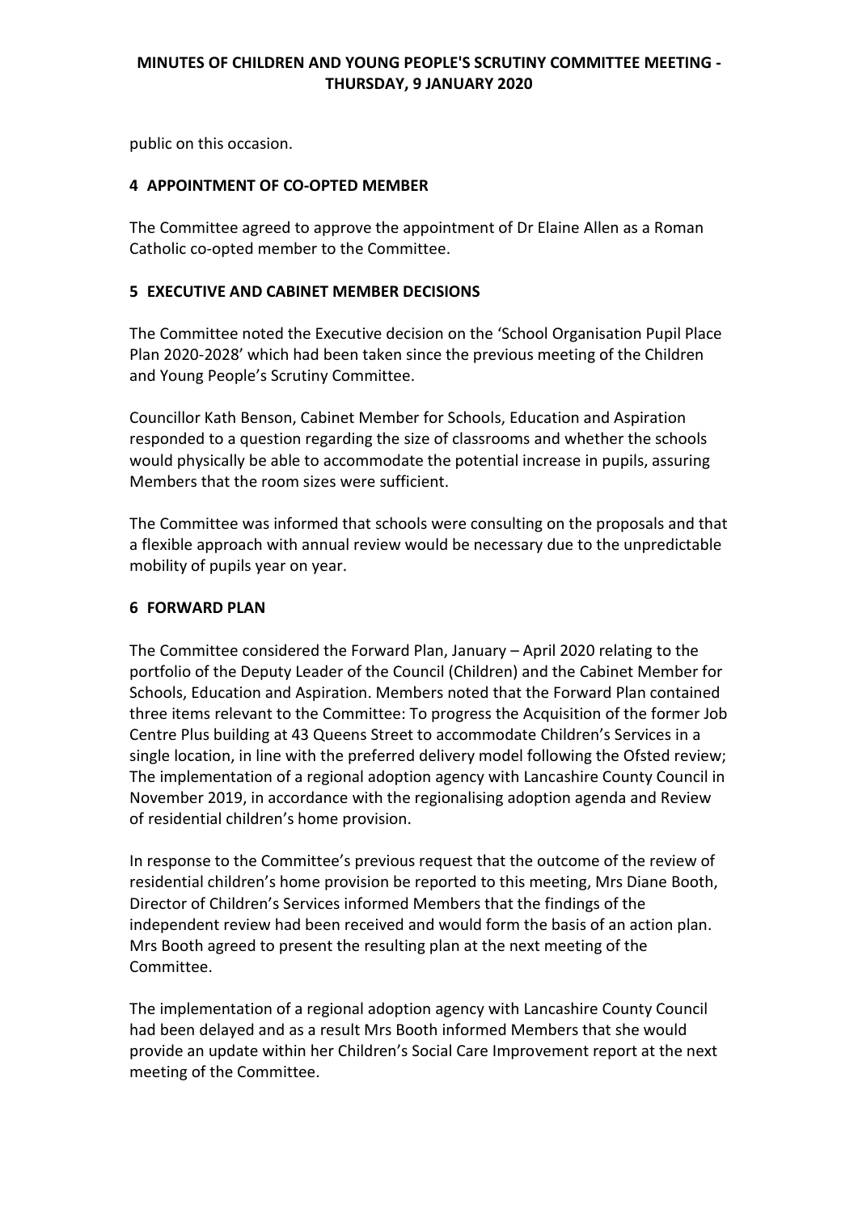public on this occasion.

## 4 APPOINTMENT OF CO-OPTED MEMBER

The Committee agreed to approve the appointment of Dr Elaine Allen as a Roman Catholic co-opted member to the Committee.

## 5 EXECUTIVE AND CABINET MEMBER DECISIONS

The Committee noted the Executive decision on the 'School Organisation Pupil Place Plan 2020-2028' which had been taken since the previous meeting of the Children and Young People's Scrutiny Committee.

Councillor Kath Benson, Cabinet Member for Schools, Education and Aspiration responded to a question regarding the size of classrooms and whether the schools would physically be able to accommodate the potential increase in pupils, assuring Members that the room sizes were sufficient.

The Committee was informed that schools were consulting on the proposals and that a flexible approach with annual review would be necessary due to the unpredictable mobility of pupils year on year.

## 6 FORWARD PLAN

The Committee considered the Forward Plan, January – April 2020 relating to the portfolio of the Deputy Leader of the Council (Children) and the Cabinet Member for Schools, Education and Aspiration. Members noted that the Forward Plan contained three items relevant to the Committee: To progress the Acquisition of the former Job Centre Plus building at 43 Queens Street to accommodate Children's Services in a single location, in line with the preferred delivery model following the Ofsted review; The implementation of a regional adoption agency with Lancashire County Council in November 2019, in accordance with the regionalising adoption agenda and Review of residential children's home provision.

In response to the Committee's previous request that the outcome of the review of residential children's home provision be reported to this meeting, Mrs Diane Booth, Director of Children's Services informed Members that the findings of the independent review had been received and would form the basis of an action plan. Mrs Booth agreed to present the resulting plan at the next meeting of the Committee.

The implementation of a regional adoption agency with Lancashire County Council had been delayed and as a result Mrs Booth informed Members that she would provide an update within her Children's Social Care Improvement report at the next meeting of the Committee.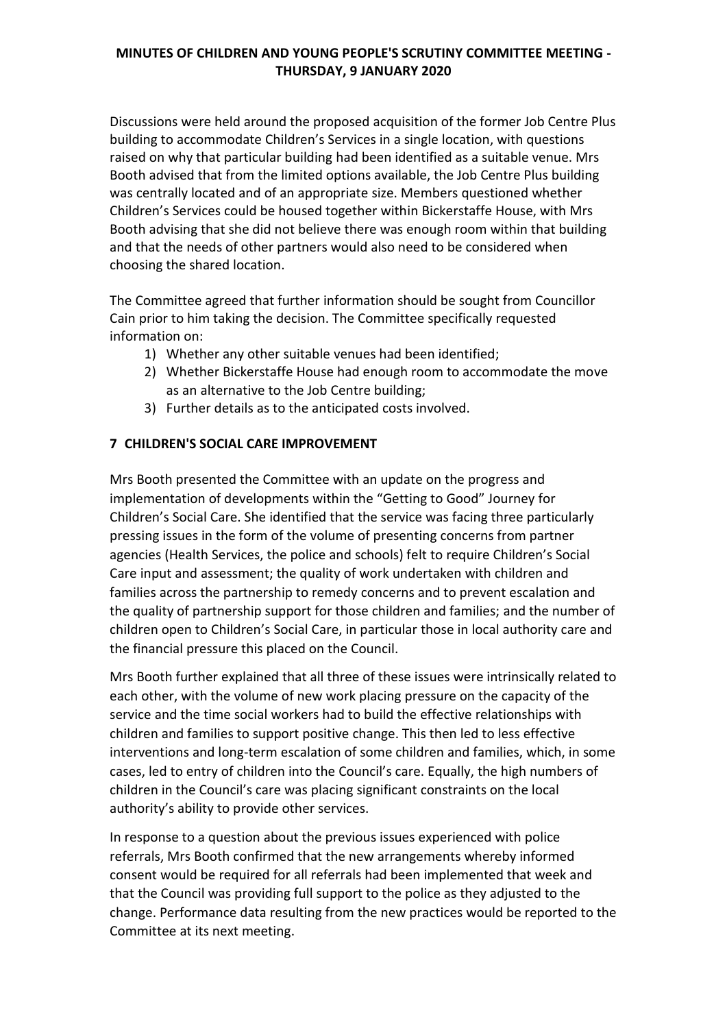Discussions were held around the proposed acquisition of the former Job Centre Plus building to accommodate Children's Services in a single location, with questions raised on why that particular building had been identified as a suitable venue. Mrs Booth advised that from the limited options available, the Job Centre Plus building was centrally located and of an appropriate size. Members questioned whether Children's Services could be housed together within Bickerstaffe House, with Mrs Booth advising that she did not believe there was enough room within that building and that the needs of other partners would also need to be considered when choosing the shared location.

The Committee agreed that further information should be sought from Councillor Cain prior to him taking the decision. The Committee specifically requested information on:

1) Whether any other suitable venues had been identified;
2) Whether Bickerstaffe House had enough room to accommodate the move as an alternative to the Job Centre building;
3) Further details as to the anticipated costs involved.

## 7 CHILDREN'S SOCIAL CARE IMPROVEMENT

Mrs Booth presented the Committee with an update on the progress and implementation of developments within the "Getting to Good" Journey for Children's Social Care. She identified that the service was facing three particularly pressing issues in the form of the volume of presenting concerns from partner agencies (Health Services, the police and schools) felt to require Children's Social Care input and assessment; the quality of work undertaken with children and families across the partnership to remedy concerns and to prevent escalation and the quality of partnership support for those children and families; and the number of children open to Children's Social Care, in particular those in local authority care and the financial pressure this placed on the Council.

Mrs Booth further explained that all three of these issues were intrinsically related to each other, with the volume of new work placing pressure on the capacity of the service and the time social workers had to build the effective relationships with children and families to support positive change. This then led to less effective interventions and long-term escalation of some children and families, which, in some cases, led to entry of children into the Council's care. Equally, the high numbers of children in the Council's care was placing significant constraints on the local authority's ability to provide other services.

In response to a question about the previous issues experienced with police referrals, Mrs Booth confirmed that the new arrangements whereby informed consent would be required for all referrals had been implemented that week and that the Council was providing full support to the police as they adjusted to the change. Performance data resulting from the new practices would be reported to the Committee at its next meeting.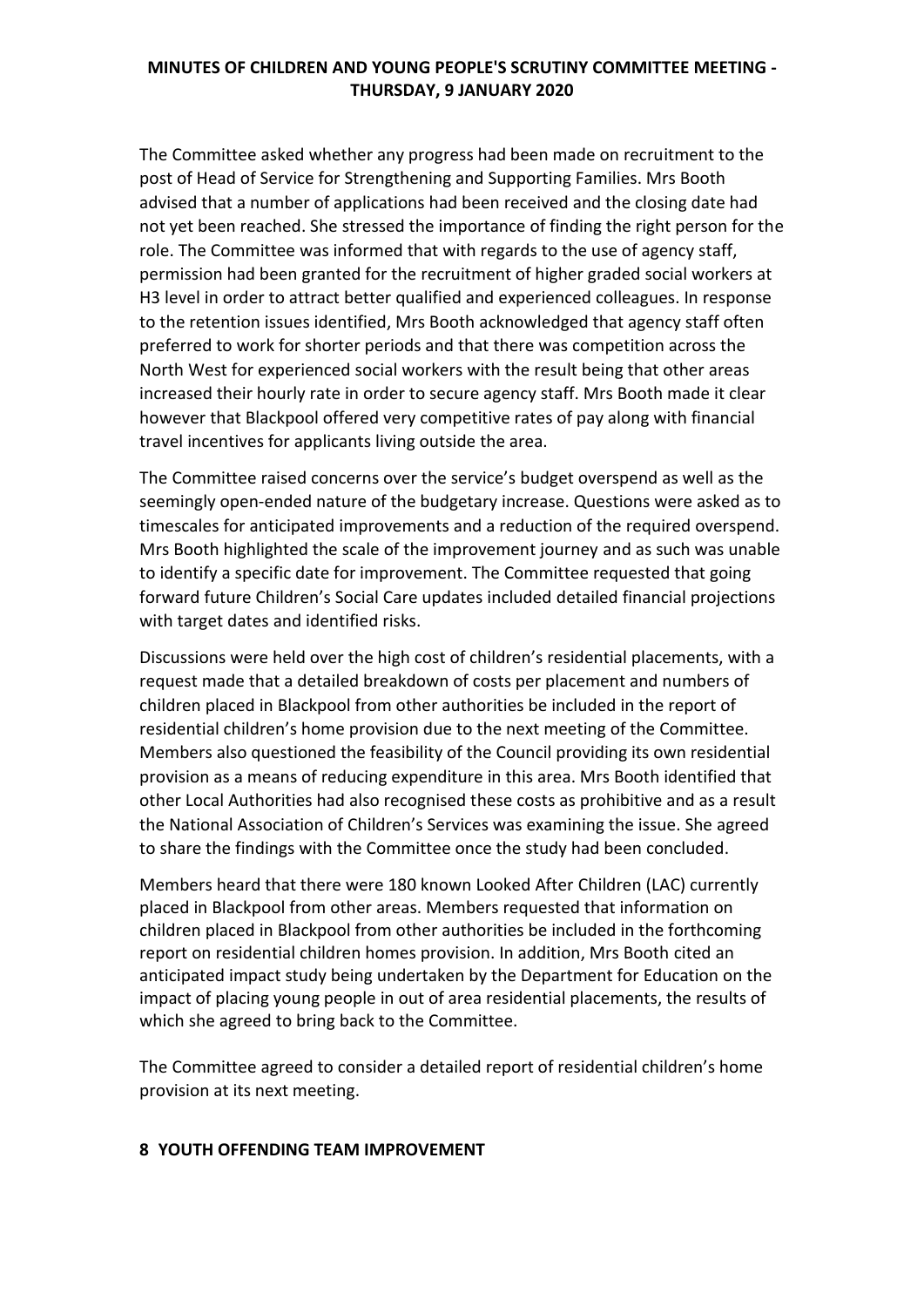The Committee asked whether any progress had been made on recruitment to the post of Head of Service for Strengthening and Supporting Families. Mrs Booth advised that a number of applications had been received and the closing date had not yet been reached. She stressed the importance of finding the right person for the role. The Committee was informed that with regards to the use of agency staff, permission had been granted for the recruitment of higher graded social workers at H3 level in order to attract better qualified and experienced colleagues. In response to the retention issues identified, Mrs Booth acknowledged that agency staff often preferred to work for shorter periods and that there was competition across the North West for experienced social workers with the result being that other areas increased their hourly rate in order to secure agency staff. Mrs Booth made it clear however that Blackpool offered very competitive rates of pay along with financial travel incentives for applicants living outside the area.

The Committee raised concerns over the service's budget overspend as well as the seemingly open-ended nature of the budgetary increase. Questions were asked as to timescales for anticipated improvements and a reduction of the required overspend. Mrs Booth highlighted the scale of the improvement journey and as such was unable to identify a specific date for improvement. The Committee requested that going forward future Children's Social Care updates included detailed financial projections with target dates and identified risks.

Discussions were held over the high cost of children's residential placements, with a request made that a detailed breakdown of costs per placement and numbers of children placed in Blackpool from other authorities be included in the report of residential children's home provision due to the next meeting of the Committee. Members also questioned the feasibility of the Council providing its own residential provision as a means of reducing expenditure in this area. Mrs Booth identified that other Local Authorities had also recognised these costs as prohibitive and as a result the National Association of Children's Services was examining the issue. She agreed to share the findings with the Committee once the study had been concluded.

Members heard that there were 180 known Looked After Children (LAC) currently placed in Blackpool from other areas. Members requested that information on children placed in Blackpool from other authorities be included in the forthcoming report on residential children homes provision. In addition, Mrs Booth cited an anticipated impact study being undertaken by the Department for Education on the impact of placing young people in out of area residential placements, the results of which she agreed to bring back to the Committee.

The Committee agreed to consider a detailed report of residential children's home provision at its next meeting.

## 8 YOUTH OFFENDING TEAM IMPROVEMENT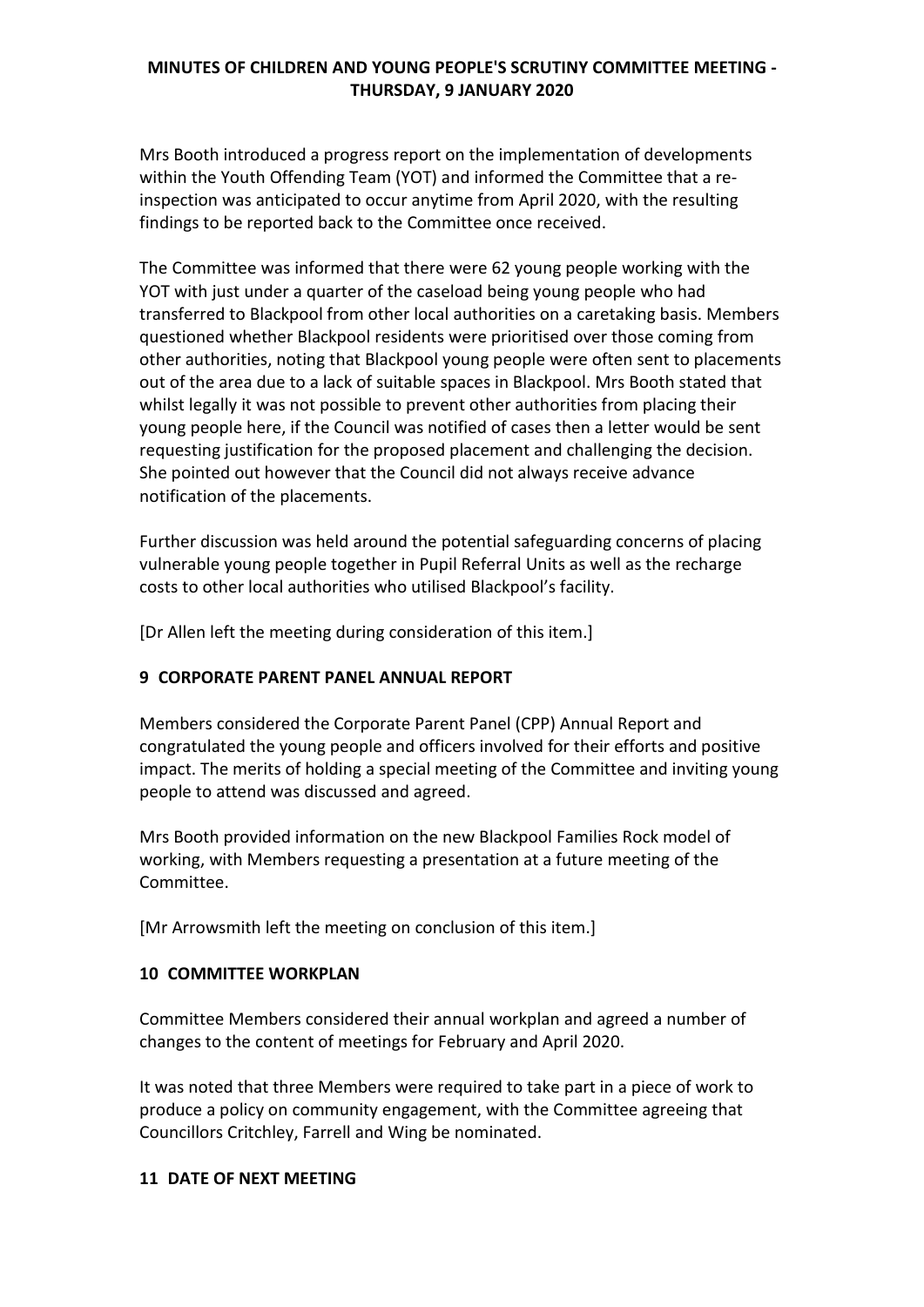Mrs Booth introduced a progress report on the implementation of developments within the Youth Offending Team (YOT) and informed the Committee that a re-inspection was anticipated to occur anytime from April 2020, with the resulting findings to be reported back to the Committee once received.

The Committee was informed that there were 62 young people working with the YOT with just under a quarter of the caseload being young people who had transferred to Blackpool from other local authorities on a caretaking basis. Members questioned whether Blackpool residents were prioritised over those coming from other authorities, noting that Blackpool young people were often sent to placements out of the area due to a lack of suitable spaces in Blackpool. Mrs Booth stated that whilst legally it was not possible to prevent other authorities from placing their young people here, if the Council was notified of cases then a letter would be sent requesting justification for the proposed placement and challenging the decision. She pointed out however that the Council did not always receive advance notification of the placements.

Further discussion was held around the potential safeguarding concerns of placing vulnerable young people together in Pupil Referral Units as well as the recharge costs to other local authorities who utilised Blackpool's facility.

[Dr Allen left the meeting during consideration of this item.]

## 9 CORPORATE PARENT PANEL ANNUAL REPORT

Members considered the Corporate Parent Panel (CPP) Annual Report and congratulated the young people and officers involved for their efforts and positive impact. The merits of holding a special meeting of the Committee and inviting young people to attend was discussed and agreed.

Mrs Booth provided information on the new Blackpool Families Rock model of working, with Members requesting a presentation at a future meeting of the Committee.

[Mr Arrowsmith left the meeting on conclusion of this item.]

## 10 COMMITTEE WORKPLAN

Committee Members considered their annual workplan and agreed a number of changes to the content of meetings for February and April 2020.

It was noted that three Members were required to take part in a piece of work to produce a policy on community engagement, with the Committee agreeing that Councillors Critchley, Farrell and Wing be nominated.

## 11 DATE OF NEXT MEETING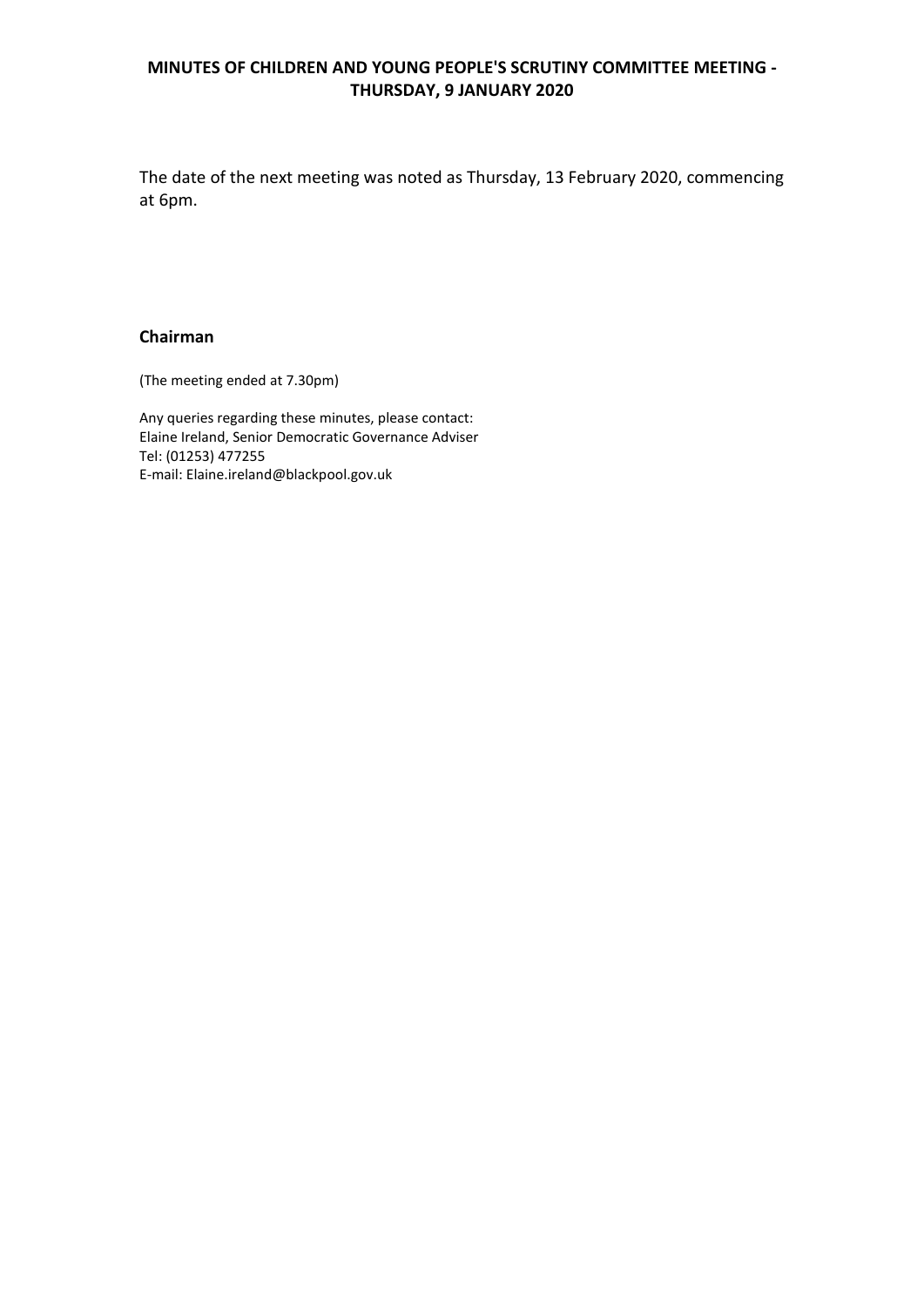The date of the next meeting was noted as Thursday, 13 February 2020, commencing at 6pm.

**Chairman**

(The meeting ended at 7.30pm)

Any queries regarding these minutes, please contact:
Elaine Ireland, Senior Democratic Governance Adviser
Tel: (01253) 477255
E-mail: Elaine.ireland@blackpool.gov.uk